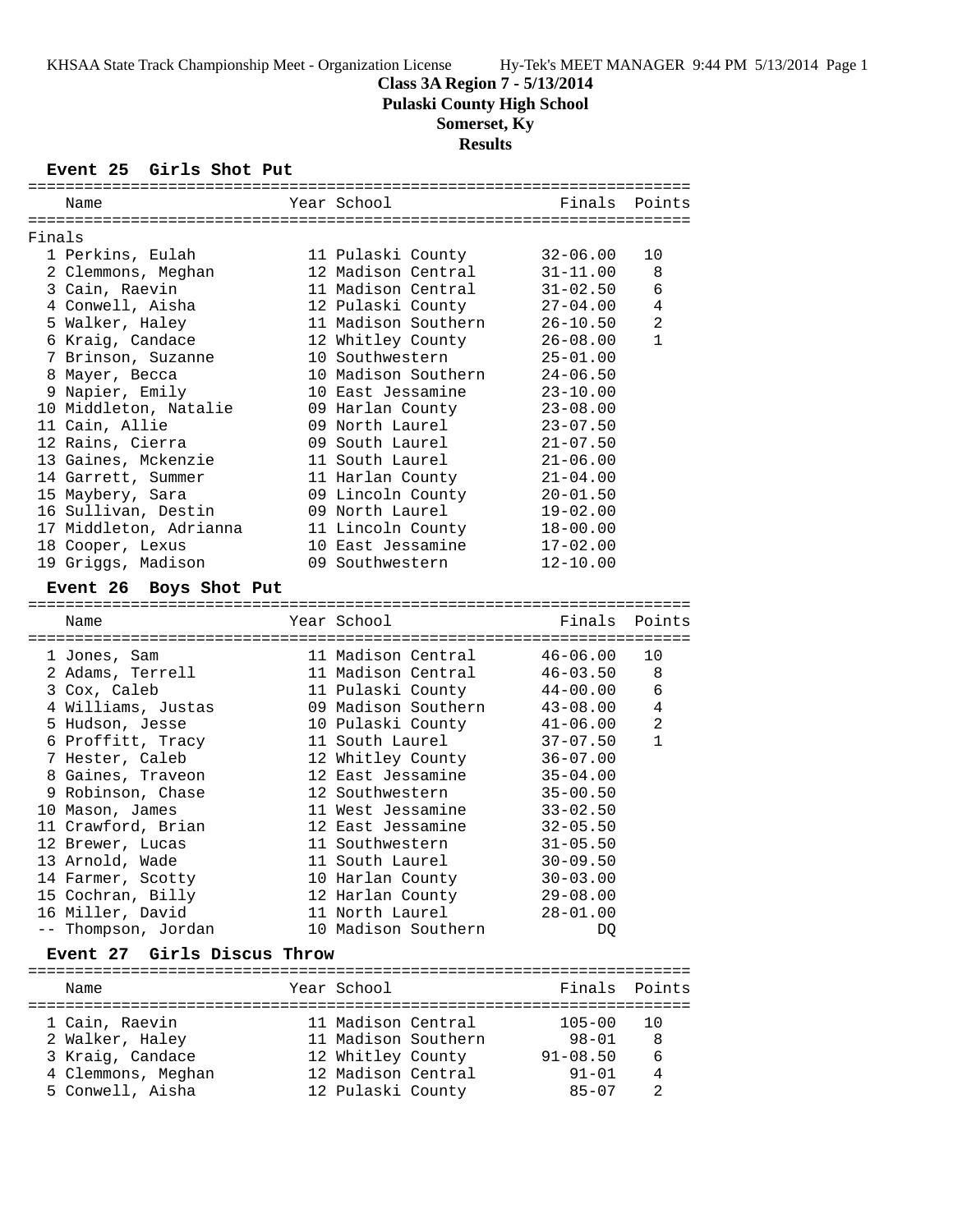# Class 3A Region 7 - 5/13/2014

## Pulaski County High School

## Somerset, Ky

## Results

### Event 25 Girls Shot Put

Finals

| Place | Name | Year | School | Finals | Points |
|---|---|---|---|---|---|
| 1 | Perkins, Eulah | 11 | Pulaski County | 32-06.00 | 10 |
| 2 | Clemmons, Meghan | 12 | Madison Central | 31-11.00 | 8 |
| 3 | Cain, Raevin | 11 | Madison Central | 31-02.50 | 6 |
| 4 | Conwell, Aisha | 12 | Pulaski County | 27-04.00 | 4 |
| 5 | Walker, Haley | 11 | Madison Southern | 26-10.50 | 2 |
| 6 | Kraig, Candace | 12 | Whitley County | 26-08.00 | 1 |
| 7 | Brinson, Suzanne | 10 | Southwestern | 25-01.00 | |
| 8 | Mayer, Becca | 10 | Madison Southern | 24-06.50 | |
| 9 | Napier, Emily | 10 | East Jessamine | 23-10.00 | |
| 10 | Middleton, Natalie | 09 | Harlan County | 23-08.00 | |
| 11 | Cain, Allie | 09 | North Laurel | 23-07.50 | |
| 12 | Rains, Cierra | 09 | South Laurel | 21-07.50 | |
| 13 | Gaines, Mckenzie | 11 | South Laurel | 21-06.00 | |
| 14 | Garrett, Summer | 11 | Harlan County | 21-04.00 | |
| 15 | Maybery, Sara | 09 | Lincoln County | 20-01.50 | |
| 16 | Sullivan, Destin | 09 | North Laurel | 19-02.00 | |
| 17 | Middleton, Adrianna | 11 | Lincoln County | 18-00.00 | |
| 18 | Cooper, Lexus | 10 | East Jessamine | 17-02.00 | |
| 19 | Griggs, Madison | 09 | Southwestern | 12-10.00 | |

### Event 26 Boys Shot Put

| Place | Name | Year | School | Finals | Points |
|---|---|---|---|---|---|
| 1 | Jones, Sam | 11 | Madison Central | 46-06.00 | 10 |
| 2 | Adams, Terrell | 11 | Madison Central | 46-03.50 | 8 |
| 3 | Cox, Caleb | 11 | Pulaski County | 44-00.00 | 6 |
| 4 | Williams, Justas | 09 | Madison Southern | 43-08.00 | 4 |
| 5 | Hudson, Jesse | 10 | Pulaski County | 41-06.00 | 2 |
| 6 | Proffitt, Tracy | 11 | South Laurel | 37-07.50 | 1 |
| 7 | Hester, Caleb | 12 | Whitley County | 36-07.00 | |
| 8 | Gaines, Traveon | 12 | East Jessamine | 35-04.00 | |
| 9 | Robinson, Chase | 12 | Southwestern | 35-00.50 | |
| 10 | Mason, James | 11 | West Jessamine | 33-02.50 | |
| 11 | Crawford, Brian | 12 | East Jessamine | 32-05.50 | |
| 12 | Brewer, Lucas | 11 | Southwestern | 31-05.50 | |
| 13 | Arnold, Wade | 11 | South Laurel | 30-09.50 | |
| 14 | Farmer, Scotty | 10 | Harlan County | 30-03.00 | |
| 15 | Cochran, Billy | 12 | Harlan County | 29-08.00 | |
| 16 | Miller, David | 11 | North Laurel | 28-01.00 | |
| -- | Thompson, Jordan | 10 | Madison Southern | DQ | |

### Event 27 Girls Discus Throw

| Place | Name | Year | School | Finals | Points |
|---|---|---|---|---|---|
| 1 | Cain, Raevin | 11 | Madison Central | 105-00 | 10 |
| 2 | Walker, Haley | 11 | Madison Southern | 98-01 | 8 |
| 3 | Kraig, Candace | 12 | Whitley County | 91-08.50 | 6 |
| 4 | Clemmons, Meghan | 12 | Madison Central | 91-01 | 4 |
| 5 | Conwell, Aisha | 12 | Pulaski County | 85-07 | 2 |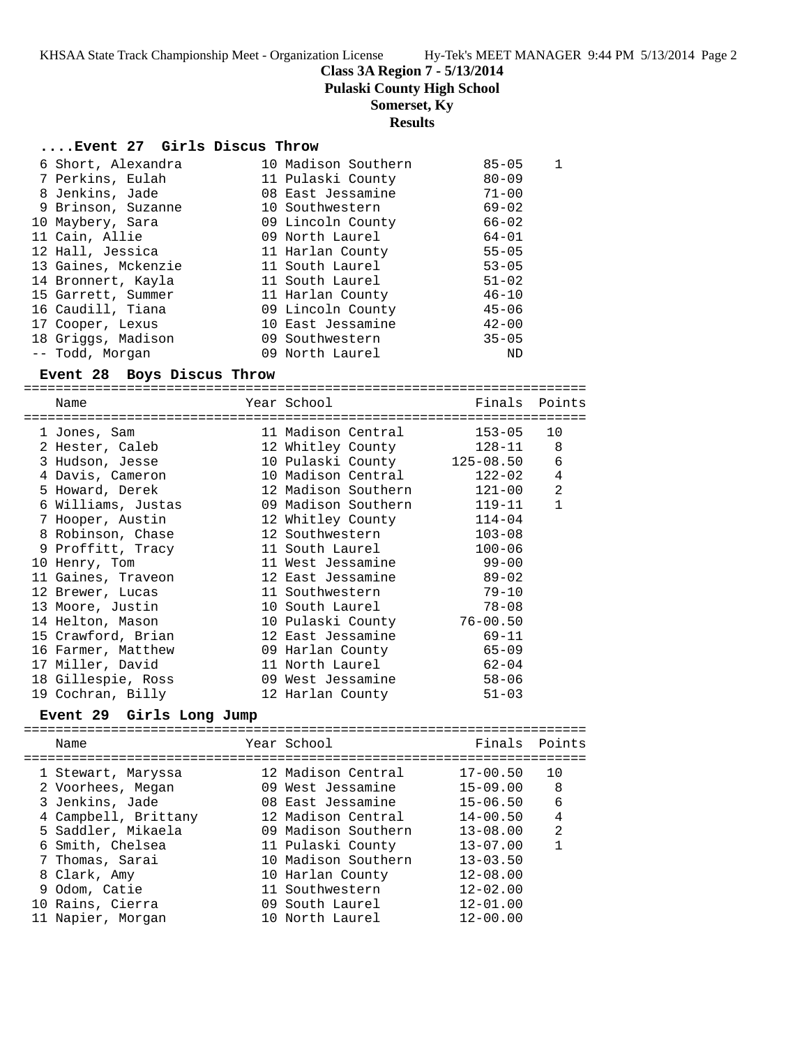**Class 3A Region 7 - 5/13/2014**
**Pulaski County High School**
**Somerset, Ky**
**Results**

### ....Event 27 Girls Discus Throw

| Place | Name | Year | School | Finals | Points |
|---|---|---|---|---|---|
| 6 | Short, Alexandra | 10 | Madison Southern | 85-05 | 1 |
| 7 | Perkins, Eulah | 11 | Pulaski County | 80-09 | |
| 8 | Jenkins, Jade | 08 | East Jessamine | 71-00 | |
| 9 | Brinson, Suzanne | 10 | Southwestern | 69-02 | |
| 10 | Maybery, Sara | 09 | Lincoln County | 66-02 | |
| 11 | Cain, Allie | 09 | North Laurel | 64-01 | |
| 12 | Hall, Jessica | 11 | Harlan County | 55-05 | |
| 13 | Gaines, Mckenzie | 11 | South Laurel | 53-05 | |
| 14 | Bronnert, Kayla | 11 | South Laurel | 51-02 | |
| 15 | Garrett, Summer | 11 | Harlan County | 46-10 | |
| 16 | Caudill, Tiana | 09 | Lincoln County | 45-06 | |
| 17 | Cooper, Lexus | 10 | East Jessamine | 42-00 | |
| 18 | Griggs, Madison | 09 | Southwestern | 35-05 | |
| -- | Todd, Morgan | 09 | North Laurel | ND | |

### Event 28 Boys Discus Throw

| Place | Name | Year | School | Finals | Points |
|---|---|---|---|---|---|
| 1 | Jones, Sam | 11 | Madison Central | 153-05 | 10 |
| 2 | Hester, Caleb | 12 | Whitley County | 128-11 | 8 |
| 3 | Hudson, Jesse | 10 | Pulaski County | 125-08.50 | 6 |
| 4 | Davis, Cameron | 10 | Madison Central | 122-02 | 4 |
| 5 | Howard, Derek | 12 | Madison Southern | 121-00 | 2 |
| 6 | Williams, Justas | 09 | Madison Southern | 119-11 | 1 |
| 7 | Hooper, Austin | 12 | Whitley County | 114-04 | |
| 8 | Robinson, Chase | 12 | Southwestern | 103-08 | |
| 9 | Proffitt, Tracy | 11 | South Laurel | 100-06 | |
| 10 | Henry, Tom | 11 | West Jessamine | 99-00 | |
| 11 | Gaines, Traveon | 12 | East Jessamine | 89-02 | |
| 12 | Brewer, Lucas | 11 | Southwestern | 79-10 | |
| 13 | Moore, Justin | 10 | South Laurel | 78-08 | |
| 14 | Helton, Mason | 10 | Pulaski County | 76-00.50 | |
| 15 | Crawford, Brian | 12 | East Jessamine | 69-11 | |
| 16 | Farmer, Matthew | 09 | Harlan County | 65-09 | |
| 17 | Miller, David | 11 | North Laurel | 62-04 | |
| 18 | Gillespie, Ross | 09 | West Jessamine | 58-06 | |
| 19 | Cochran, Billy | 12 | Harlan County | 51-03 | |

### Event 29 Girls Long Jump

| Place | Name | Year | School | Finals | Points |
|---|---|---|---|---|---|
| 1 | Stewart, Maryssa | 12 | Madison Central | 17-00.50 | 10 |
| 2 | Voorhees, Megan | 09 | West Jessamine | 15-09.00 | 8 |
| 3 | Jenkins, Jade | 08 | East Jessamine | 15-06.50 | 6 |
| 4 | Campbell, Brittany | 12 | Madison Central | 14-00.50 | 4 |
| 5 | Saddler, Mikaela | 09 | Madison Southern | 13-08.00 | 2 |
| 6 | Smith, Chelsea | 11 | Pulaski County | 13-07.00 | 1 |
| 7 | Thomas, Sarai | 10 | Madison Southern | 13-03.50 | |
| 8 | Clark, Amy | 10 | Harlan County | 12-08.00 | |
| 9 | Odom, Catie | 11 | Southwestern | 12-02.00 | |
| 10 | Rains, Cierra | 09 | South Laurel | 12-01.00 | |
| 11 | Napier, Morgan | 10 | North Laurel | 12-00.00 | |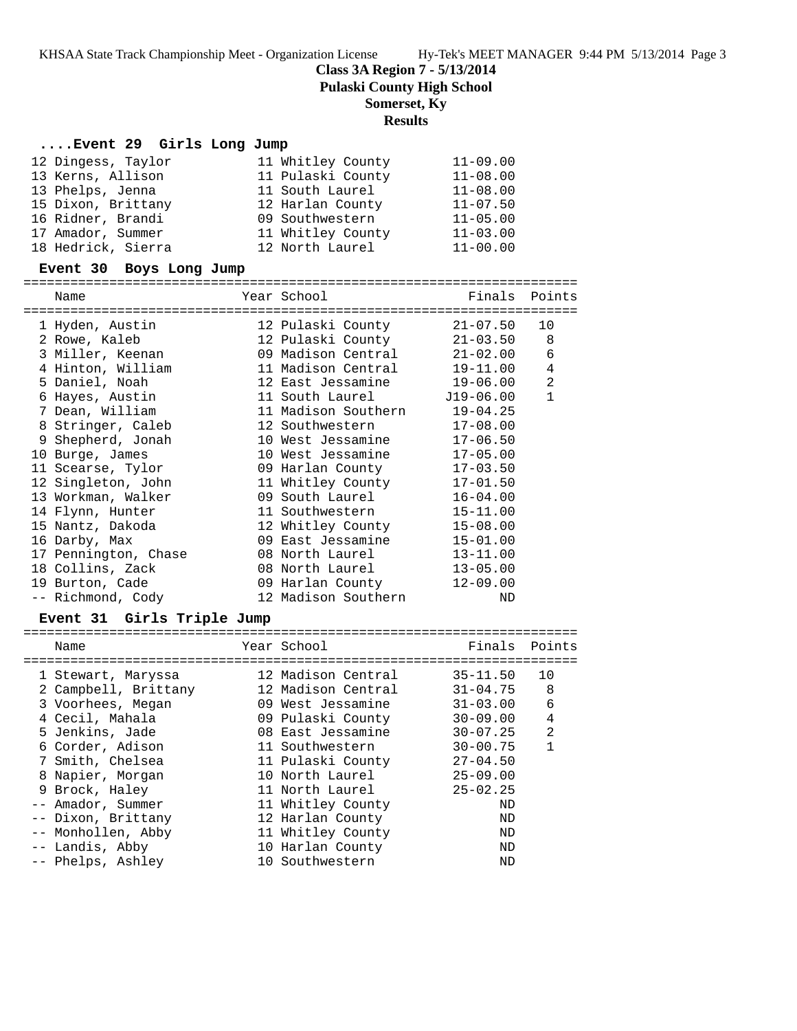# Class 3A Region 7 - 5/13/2014

## Pulaski County High School

## Somerset, Ky

## Results

### ....Event 29 Girls Long Jump

| Place | Name | Year | School | Finals |
|---|---|---|---|---|
| 12 | Dingess, Taylor | 11 | Whitley County | 11-09.00 |
| 13 | Kerns, Allison | 11 | Pulaski County | 11-08.00 |
| 13 | Phelps, Jenna | 11 | South Laurel | 11-08.00 |
| 15 | Dixon, Brittany | 12 | Harlan County | 11-07.50 |
| 16 | Ridner, Brandi | 09 | Southwestern | 11-05.00 |
| 17 | Amador, Summer | 11 | Whitley County | 11-03.00 |
| 18 | Hedrick, Sierra | 12 | North Laurel | 11-00.00 |

### Event 30 Boys Long Jump

| Place | Name | Year | School | Finals | Points |
|---|---|---|---|---|---|
| 1 | Hyden, Austin | 12 | Pulaski County | 21-07.50 | 10 |
| 2 | Rowe, Kaleb | 12 | Pulaski County | 21-03.50 | 8 |
| 3 | Miller, Keenan | 09 | Madison Central | 21-02.00 | 6 |
| 4 | Hinton, William | 11 | Madison Central | 19-11.00 | 4 |
| 5 | Daniel, Noah | 12 | East Jessamine | 19-06.00 | 2 |
| 6 | Hayes, Austin | 11 | South Laurel | J19-06.00 | 1 |
| 7 | Dean, William | 11 | Madison Southern | 19-04.25 | |
| 8 | Stringer, Caleb | 12 | Southwestern | 17-08.00 | |
| 9 | Shepherd, Jonah | 10 | West Jessamine | 17-06.50 | |
| 10 | Burge, James | 10 | West Jessamine | 17-05.00 | |
| 11 | Scearse, Tylor | 09 | Harlan County | 17-03.50 | |
| 12 | Singleton, John | 11 | Whitley County | 17-01.50 | |
| 13 | Workman, Walker | 09 | South Laurel | 16-04.00 | |
| 14 | Flynn, Hunter | 11 | Southwestern | 15-11.00 | |
| 15 | Nantz, Dakoda | 12 | Whitley County | 15-08.00 | |
| 16 | Darby, Max | 09 | East Jessamine | 15-01.00 | |
| 17 | Pennington, Chase | 08 | North Laurel | 13-11.00 | |
| 18 | Collins, Zack | 08 | North Laurel | 13-05.00 | |
| 19 | Burton, Cade | 09 | Harlan County | 12-09.00 | |
| -- | Richmond, Cody | 12 | Madison Southern | ND | |

### Event 31 Girls Triple Jump

| Place | Name | Year | School | Finals | Points |
|---|---|---|---|---|---|
| 1 | Stewart, Maryssa | 12 | Madison Central | 35-11.50 | 10 |
| 2 | Campbell, Brittany | 12 | Madison Central | 31-04.75 | 8 |
| 3 | Voorhees, Megan | 09 | West Jessamine | 31-03.00 | 6 |
| 4 | Cecil, Mahala | 09 | Pulaski County | 30-09.00 | 4 |
| 5 | Jenkins, Jade | 08 | East Jessamine | 30-07.25 | 2 |
| 6 | Corder, Adison | 11 | Southwestern | 30-00.75 | 1 |
| 7 | Smith, Chelsea | 11 | Pulaski County | 27-04.50 | |
| 8 | Napier, Morgan | 10 | North Laurel | 25-09.00 | |
| 9 | Brock, Haley | 11 | North Laurel | 25-02.25 | |
| -- | Amador, Summer | 11 | Whitley County | ND | |
| -- | Dixon, Brittany | 12 | Harlan County | ND | |
| -- | Monhollen, Abby | 11 | Whitley County | ND | |
| -- | Landis, Abby | 10 | Harlan County | ND | |
| -- | Phelps, Ashley | 10 | Southwestern | ND | |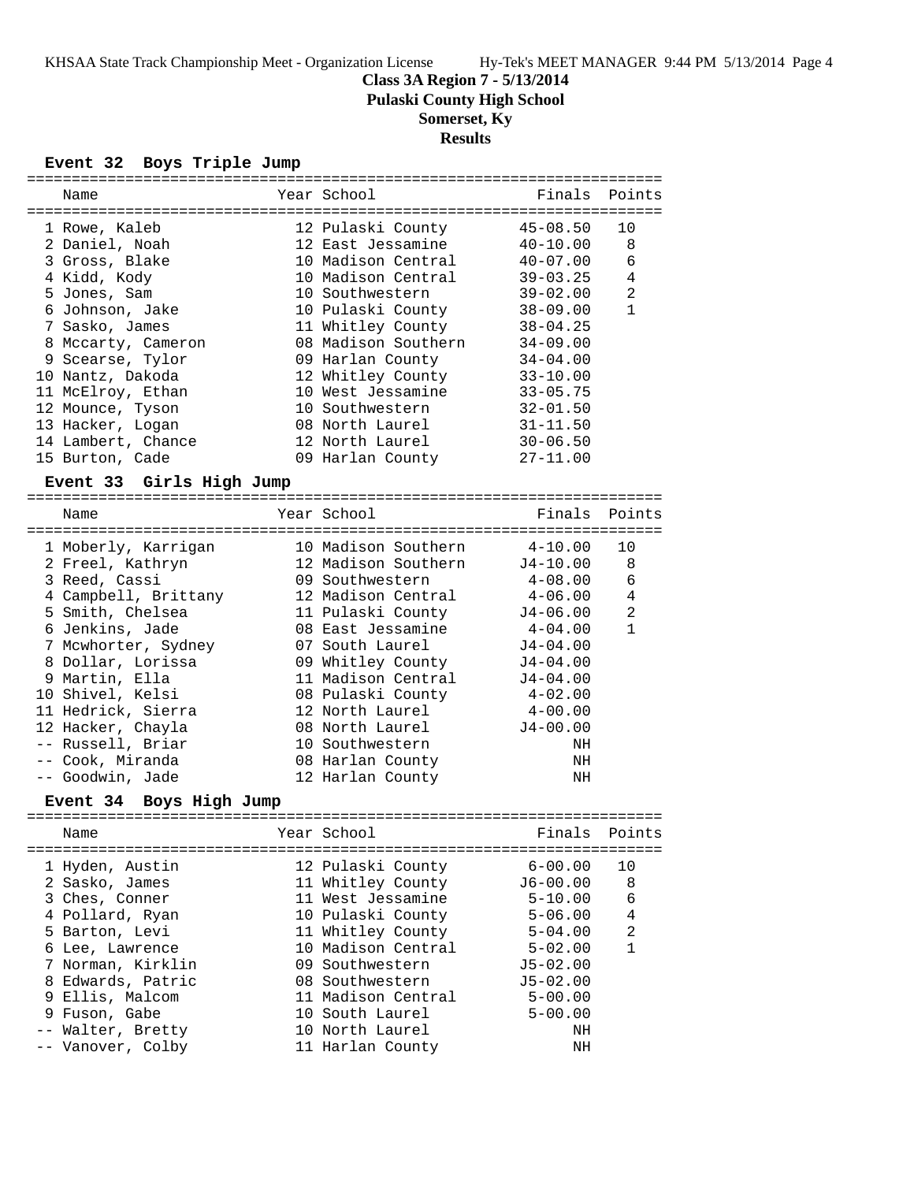# Class 3A Region 7 - 5/13/2014
## Pulaski County High School
## Somerset, Ky
## Results

### Event 32 Boys Triple Jump

| Name | Year | School | Finals | Points |
|---|---|---|---|---|
| 1 Rowe, Kaleb | 12 | Pulaski County | 45-08.50 | 10 |
| 2 Daniel, Noah | 12 | East Jessamine | 40-10.00 | 8 |
| 3 Gross, Blake | 10 | Madison Central | 40-07.00 | 6 |
| 4 Kidd, Kody | 10 | Madison Central | 39-03.25 | 4 |
| 5 Jones, Sam | 10 | Southwestern | 39-02.00 | 2 |
| 6 Johnson, Jake | 10 | Pulaski County | 38-09.00 | 1 |
| 7 Sasko, James | 11 | Whitley County | 38-04.25 | |
| 8 Mccarty, Cameron | 08 | Madison Southern | 34-09.00 | |
| 9 Scearse, Tylor | 09 | Harlan County | 34-04.00 | |
| 10 Nantz, Dakoda | 12 | Whitley County | 33-10.00 | |
| 11 McElroy, Ethan | 10 | West Jessamine | 33-05.75 | |
| 12 Mounce, Tyson | 10 | Southwestern | 32-01.50 | |
| 13 Hacker, Logan | 08 | North Laurel | 31-11.50 | |
| 14 Lambert, Chance | 12 | North Laurel | 30-06.50 | |
| 15 Burton, Cade | 09 | Harlan County | 27-11.00 | |

### Event 33 Girls High Jump

| Name | Year | School | Finals | Points |
|---|---|---|---|---|
| 1 Moberly, Karrigan | 10 | Madison Southern | 4-10.00 | 10 |
| 2 Freel, Kathryn | 12 | Madison Southern | J4-10.00 | 8 |
| 3 Reed, Cassi | 09 | Southwestern | 4-08.00 | 6 |
| 4 Campbell, Brittany | 12 | Madison Central | 4-06.00 | 4 |
| 5 Smith, Chelsea | 11 | Pulaski County | J4-06.00 | 2 |
| 6 Jenkins, Jade | 08 | East Jessamine | 4-04.00 | 1 |
| 7 Mcwhorter, Sydney | 07 | South Laurel | J4-04.00 | |
| 8 Dollar, Lorissa | 09 | Whitley County | J4-04.00 | |
| 9 Martin, Ella | 11 | Madison Central | J4-04.00 | |
| 10 Shivel, Kelsi | 08 | Pulaski County | 4-02.00 | |
| 11 Hedrick, Sierra | 12 | North Laurel | 4-00.00 | |
| 12 Hacker, Chayla | 08 | North Laurel | J4-00.00 | |
| -- Russell, Briar | 10 | Southwestern | NH | |
| -- Cook, Miranda | 08 | Harlan County | NH | |
| -- Goodwin, Jade | 12 | Harlan County | NH | |

### Event 34 Boys High Jump

| Name | Year | School | Finals | Points |
|---|---|---|---|---|
| 1 Hyden, Austin | 12 | Pulaski County | 6-00.00 | 10 |
| 2 Sasko, James | 11 | Whitley County | J6-00.00 | 8 |
| 3 Ches, Conner | 11 | West Jessamine | 5-10.00 | 6 |
| 4 Pollard, Ryan | 10 | Pulaski County | 5-06.00 | 4 |
| 5 Barton, Levi | 11 | Whitley County | 5-04.00 | 2 |
| 6 Lee, Lawrence | 10 | Madison Central | 5-02.00 | 1 |
| 7 Norman, Kirklin | 09 | Southwestern | J5-02.00 | |
| 8 Edwards, Patric | 08 | Southwestern | J5-02.00 | |
| 9 Ellis, Malcom | 11 | Madison Central | 5-00.00 | |
| 9 Fuson, Gabe | 10 | South Laurel | 5-00.00 | |
| -- Walter, Bretty | 10 | North Laurel | NH | |
| -- Vanover, Colby | 11 | Harlan County | NH | |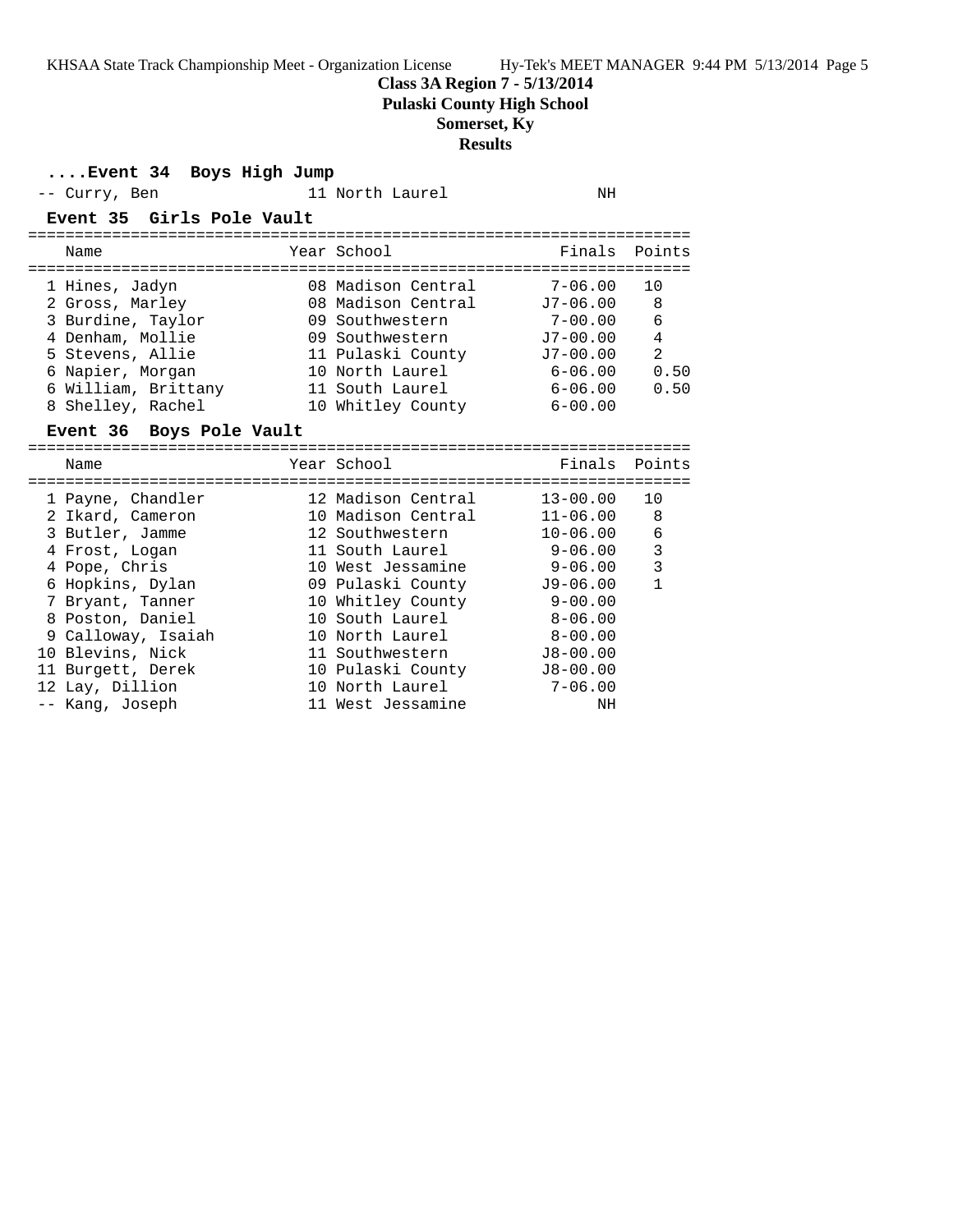Class 3A Region 7 - 5/13/2014
Pulaski County High School
Somerset, Ky
Results

## ....Event 34 Boys High Jump

| Name | Year | School | Finals | Points |
|---|---|---|---|---|
| -- Curry, Ben | 11 | North Laurel | NH | |

## Event 35 Girls Pole Vault

| Name | Year | School | Finals | Points |
|---|---|---|---|---|
| 1 Hines, Jadyn | 08 | Madison Central | 7-06.00 | 10 |
| 2 Gross, Marley | 08 | Madison Central | J7-06.00 | 8 |
| 3 Burdine, Taylor | 09 | Southwestern | 7-00.00 | 6 |
| 4 Denham, Mollie | 09 | Southwestern | J7-00.00 | 4 |
| 5 Stevens, Allie | 11 | Pulaski County | J7-00.00 | 2 |
| 6 Napier, Morgan | 10 | North Laurel | 6-06.00 | 0.50 |
| 6 William, Brittany | 11 | South Laurel | 6-06.00 | 0.50 |
| 8 Shelley, Rachel | 10 | Whitley County | 6-00.00 | |

## Event 36 Boys Pole Vault

| Name | Year | School | Finals | Points |
|---|---|---|---|---|
| 1 Payne, Chandler | 12 | Madison Central | 13-00.00 | 10 |
| 2 Ikard, Cameron | 10 | Madison Central | 11-06.00 | 8 |
| 3 Butler, Jamme | 12 | Southwestern | 10-06.00 | 6 |
| 4 Frost, Logan | 11 | South Laurel | 9-06.00 | 3 |
| 4 Pope, Chris | 10 | West Jessamine | 9-06.00 | 3 |
| 6 Hopkins, Dylan | 09 | Pulaski County | J9-06.00 | 1 |
| 7 Bryant, Tanner | 10 | Whitley County | 9-00.00 | |
| 8 Poston, Daniel | 10 | South Laurel | 8-06.00 | |
| 9 Calloway, Isaiah | 10 | North Laurel | 8-00.00 | |
| 10 Blevins, Nick | 11 | Southwestern | J8-00.00 | |
| 11 Burgett, Derek | 10 | Pulaski County | J8-00.00 | |
| 12 Lay, Dillion | 10 | North Laurel | 7-06.00 | |
| -- Kang, Joseph | 11 | West Jessamine | NH | |